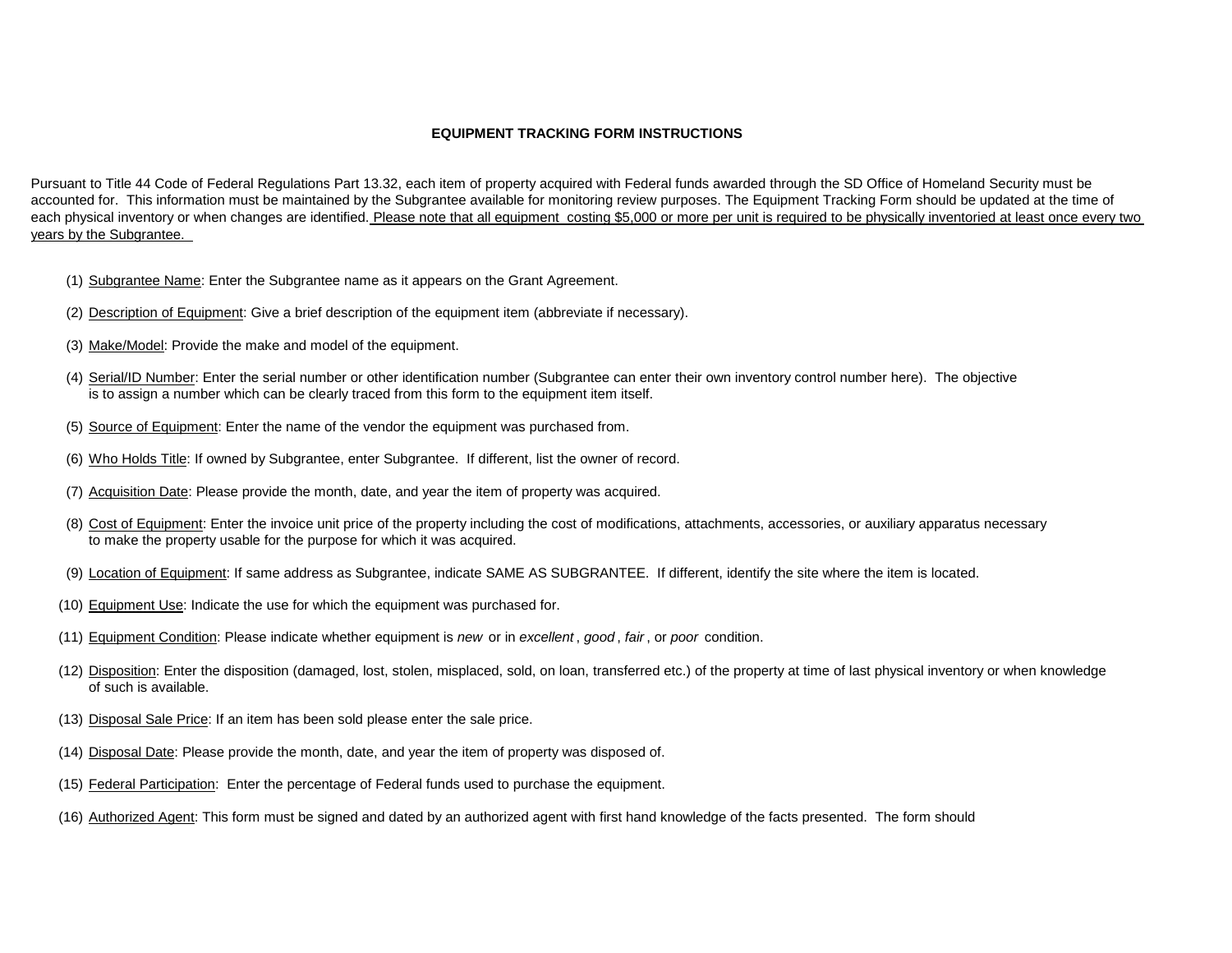# EQUIPMENT TRACKING FORM INSTRUCTIONS

Pursuant to Title 44 Code of Federal Regulations Part 13.32, each item of property acquired with Federal funds awarded through the SD Office of Homeland Security must be accounted for. This information must be maintained by the Subgrantee available for monitoring review purposes. The Equipment Tracking Form should be updated at the time of each physical inventory or when changes are identified. <u>Please note that all equipment costing $5,000 or more per unit is required to be physically inventoried at least once every two years by the Subgrantee.</u>

(1) <u>Subgrantee Name</u>: Enter the Subgrantee name as it appears on the Grant Agreement.

(2) <u>Description of Equipment</u>: Give a brief description of the equipment item (abbreviate if necessary).

(3) <u>Make/Model</u>: Provide the make and model of the equipment.

(4) <u>Serial/ID Number</u>: Enter the serial number or other identification number (Subgrantee can enter their own inventory control number here). The objective is to assign a number which can be clearly traced from this form to the equipment item itself.

(5) <u>Source of Equipment</u>: Enter the name of the vendor the equipment was purchased from.

(6) <u>Who Holds Title</u>: If owned by Subgrantee, enter Subgrantee. If different, list the owner of record.

(7) <u>Acquisition Date</u>: Please provide the month, date, and year the item of property was acquired.

(8) <u>Cost of Equipment</u>: Enter the invoice unit price of the property including the cost of modifications, attachments, accessories, or auxiliary apparatus necessary to make the property usable for the purpose for which it was acquired.

(9) <u>Location of Equipment</u>: If same address as Subgrantee, indicate SAME AS SUBGRANTEE. If different, identify the site where the item is located.

(10) <u>Equipment Use</u>: Indicate the use for which the equipment was purchased for.

(11) <u>Equipment Condition</u>: Please indicate whether equipment is *new* or in *excellent*, *good*, *fair*, or *poor* condition.

(12) <u>Disposition</u>: Enter the disposition (damaged, lost, stolen, misplaced, sold, on loan, transferred etc.) of the property at time of last physical inventory or when knowledge of such is available.

(13) <u>Disposal Sale Price</u>: If an item has been sold please enter the sale price.

(14) <u>Disposal Date</u>: Please provide the month, date, and year the item of property was disposed of.

(15) <u>Federal Participation</u>: Enter the percentage of Federal funds used to purchase the equipment.

(16) <u>Authorized Agent</u>: This form must be signed and dated by an authorized agent with first hand knowledge of the facts presented. The form should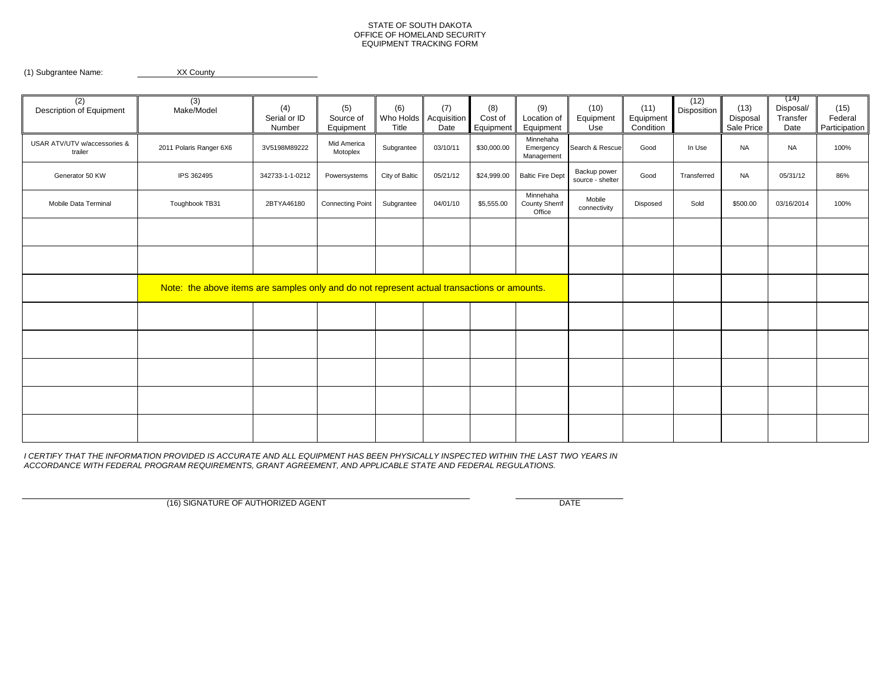STATE OF SOUTH DAKOTA
OFFICE OF HOMELAND SECURITY
EQUIPMENT TRACKING FORM

(1) Subgrantee Name: XX County

| (2) Description of Equipment | (3) Make/Model | (4) Serial or ID Number | (5) Source of Equipment | (6) Who Holds Title | (7) Acquisition Date | (8) Cost of Equipment | (9) Location of Equipment | (10) Equipment Use | (11) Equipment Condition | (12) Disposition | (13) Disposal Sale Price | (14) Disposal/ Transfer Date | (15) Federal Participation |
|---|---|---|---|---|---|---|---|---|---|---|---|---|---|
| USAR ATV/UTV w/accessories & trailer | 2011 Polaris Ranger 6X6 | 3V5198M89222 | Mid America Motoplex | Subgrantee | 03/10/11 | $30,000.00 | Minnehaha Emergency Management | Search & Rescue | Good | In Use | NA | NA | 100% |
| Generator 50 KW | IPS 362495 | 342733-1-1-0212 | Powersystems | City of Baltic | 05/21/12 | $24,999.00 | Baltic Fire Dept | Backup power source - shelter | Good | Transferred | NA | 05/31/12 | 86% |
| Mobile Data Terminal | Toughbook TB31 | 2BTYA46180 | Connecting Point | Subgrantee | 04/01/10 | $5,555.00 | Minnehaha County Sherrif Office | Mobile connectivity | Disposed | Sold | $500.00 | 03/16/2014 | 100% |
| | | | | | | | | | | | | | |
| | | | | | | | | | | | | | |
| | Note: the above items are samples only and do not represent actual transactions or amounts. | | | | | | | | | | | | |
| | | | | | | | | | | | | | |
| | | | | | | | | | | | | | |
| | | | | | | | | | | | | | |
| | | | | | | | | | | | | | |
| | | | | | | | | | | | | | |

*I CERTIFY THAT THE INFORMATION PROVIDED IS ACCURATE AND ALL EQUIPMENT HAS BEEN PHYSICALLY INSPECTED WITHIN THE LAST TWO YEARS IN ACCORDANCE WITH FEDERAL PROGRAM REQUIREMENTS, GRANT AGREEMENT, AND APPLICABLE STATE AND FEDERAL REGULATIONS.*

(16) SIGNATURE OF AUTHORIZED AGENT ______________________ DATE ______________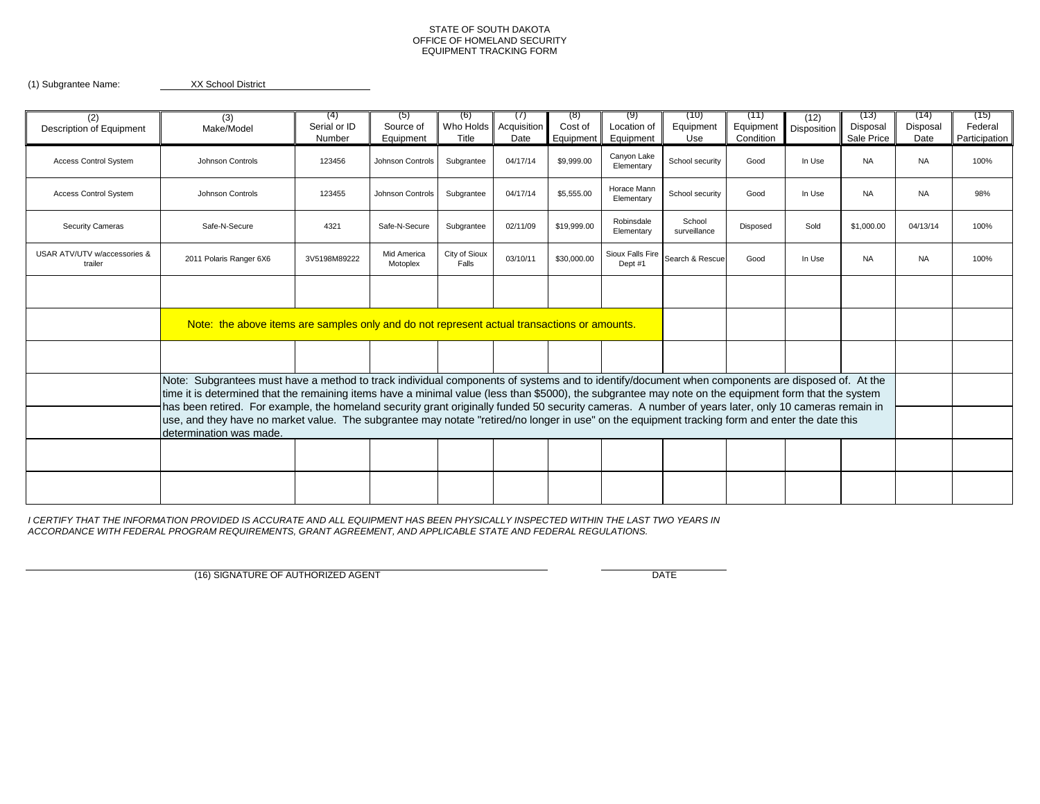STATE OF SOUTH DAKOTA
OFFICE OF HOMELAND SECURITY
EQUIPMENT TRACKING FORM

(1) Subgrantee Name: XX School District

| (2) Description of Equipment | (3) Make/Model | (4) Serial or ID Number | (5) Source of Equipment | (6) Who Holds Title | (7) Acquisition Date | (8) Cost of Equipment | (9) Location of Equipment | (10) Equipment Use | (11) Equipment Condition | (12) Disposition | (13) Disposal Sale Price | (14) Disposal Date | (15) Federal Participation |
|---|---|---|---|---|---|---|---|---|---|---|---|---|---|
| Access Control System | Johnson Controls | 123456 | Johnson Controls | Subgrantee | 04/17/14 | $9,999.00 | Canyon Lake Elementary | School security | Good | In Use | NA | NA | 100% |
| Access Control System | Johnson Controls | 123455 | Johnson Controls | Subgrantee | 04/17/14 | $5,555.00 | Horace Mann Elementary | School security | Good | In Use | NA | NA | 98% |
| Security Cameras | Safe-N-Secure | 4321 | Safe-N-Secure | Subgrantee | 02/11/09 | $19,999.00 | Robinsdale Elementary | School surveillance | Disposed | Sold | $1,000.00 | 04/13/14 | 100% |
| USAR ATV/UTV w/accessories & trailer | 2011 Polaris Ranger 6X6 | 3V5198M89222 | Mid America Motoplex | City of Sioux Falls | 03/10/11 | $30,000.00 | Sioux Falls Fire Dept #1 | Search & Rescue | Good | In Use | NA | NA | 100% |

Note: the above items are samples only and do not represent actual transactions or amounts.

Note: Subgrantees must have a method to track individual components of systems and to identify/document when components are disposed of. At the time it is determined that the remaining items have a minimal value (less than $5000), the subgrantee may note on the equipment form that the system has been retired. For example, the homeland security grant originally funded 50 security cameras. A number of years later, only 10 cameras remain in use, and they have no market value. The subgrantee may notate "retired/no longer in use" on the equipment tracking form and enter the date this determination was made.

*I CERTIFY THAT THE INFORMATION PROVIDED IS ACCURATE AND ALL EQUIPMENT HAS BEEN PHYSICALLY INSPECTED WITHIN THE LAST TWO YEARS IN ACCORDANCE WITH FEDERAL PROGRAM REQUIREMENTS, GRANT AGREEMENT, AND APPLICABLE STATE AND FEDERAL REGULATIONS.*

(16) SIGNATURE OF AUTHORIZED AGENT _______________ DATE _______________